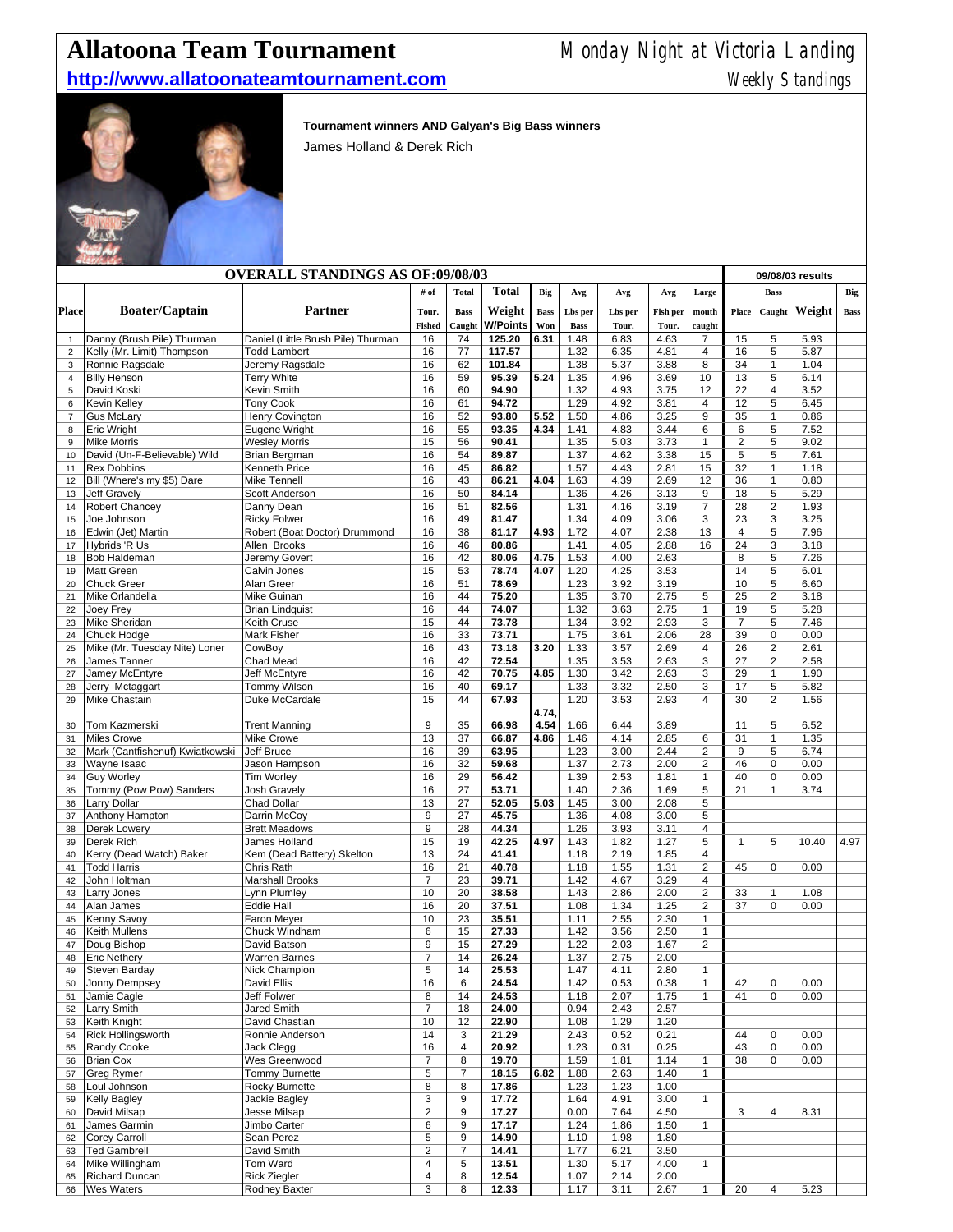# Allatoona Team Tournament

Monday Night at Victoria Landing

**http://www.allatoonateamtournament.com**

Weekly Standings

**Tournament winners AND Galyan's Big Bass winners**

James Holland & Derek Rich

## OVERALL STANDINGS AS OF:09/08/03

| Place | Boater/Captain | Partner | # of Tour. Fished | Total Bass Caught | Total Weight W/Points | Big Bass Won | Avg Lbs per Bass | Avg Lbs per Tour. | Avg Fish per Tour. | Large mouth caught | 09/08/03 results Place | Bass Caught | Weight | Big Bass |
|---|---|---|---|---|---|---|---|---|---|---|---|---|---|---|
| 1 | Danny (Brush Pile) Thurman | Daniel (Little Brush Pile) Thurman | 16 | 74 | 125.20 | 6.31 | 1.48 | 6.83 | 4.63 | 7 | 15 | 5 | 5.93 | |
| 2 | Kelly (Mr. Limit) Thompson | Todd Lambert | 16 | 77 | 117.57 | | 1.32 | 6.35 | 4.81 | 4 | 16 | 5 | 5.87 | |
| 3 | Ronnie Ragsdale | Jeremy Ragsdale | 16 | 62 | 101.84 | | 1.38 | 5.37 | 3.88 | 8 | 34 | 1 | 1.04 | |
| 4 | Billy Henson | Terry White | 16 | 59 | 95.39 | 5.24 | 1.35 | 4.96 | 3.69 | 10 | 13 | 5 | 6.14 | |
| 5 | David Koski | Kevin Smith | 16 | 60 | 94.90 | | 1.32 | 4.93 | 3.75 | 12 | 22 | 4 | 3.52 | |
| 6 | Kevin Kelley | Tony Cook | 16 | 61 | 94.72 | | 1.29 | 4.92 | 3.81 | 4 | 12 | 5 | 6.45 | |
| 7 | Gus McLary | Henry Covington | 16 | 52 | 93.80 | 5.52 | 1.50 | 4.86 | 3.25 | 9 | 35 | 1 | 0.86 | |
| 8 | Eric Wright | Eugene Wright | 16 | 55 | 93.35 | 4.34 | 1.41 | 4.83 | 3.44 | 6 | 6 | 5 | 7.52 | |
| 9 | Mike Morris | Wesley Morris | 15 | 56 | 90.41 | | 1.35 | 5.03 | 3.73 | 1 | 2 | 5 | 9.02 | |
| 10 | David (Un-F-Believable) Wild | Brian Bergman | 16 | 54 | 89.87 | | 1.37 | 4.62 | 3.38 | 15 | 5 | 5 | 7.61 | |
| 11 | Rex Dobbins | Kenneth Price | 16 | 45 | 86.82 | | 1.57 | 4.43 | 2.81 | 15 | 32 | 1 | 1.18 | |
| 12 | Bill (Where's my $5) Dare | Mike Tennell | 16 | 43 | 86.21 | 4.04 | 1.63 | 4.39 | 2.69 | 12 | 36 | 1 | 0.80 | |
| 13 | Jeff Gravely | Scott Anderson | 16 | 50 | 84.14 | | 1.36 | 4.26 | 3.13 | 9 | 18 | 5 | 5.29 | |
| 14 | Robert Chancey | Danny Dean | 16 | 51 | 82.56 | | 1.31 | 4.16 | 3.19 | 7 | 28 | 2 | 1.93 | |
| 15 | Joe Johnson | Ricky Folwer | 16 | 49 | 81.47 | | 1.34 | 4.09 | 3.06 | 3 | 23 | 3 | 3.25 | |
| 16 | Edwin (Jet) Martin | Robert (Boat Doctor) Drummond | 16 | 38 | 81.17 | 4.93 | 1.72 | 4.07 | 2.38 | 13 | 4 | 5 | 7.96 | |
| 17 | Hybrids 'R Us | Allen Brooks | 16 | 46 | 80.86 | | 1.41 | 4.05 | 2.88 | 16 | 24 | 3 | 3.18 | |
| 18 | Bob Haldeman | Jeremy Govert | 16 | 42 | 80.06 | 4.75 | 1.53 | 4.00 | 2.63 | | 8 | 5 | 7.26 | |
| 19 | Matt Green | Calvin Jones | 15 | 53 | 78.74 | 4.07 | 1.20 | 4.25 | 3.53 | | 14 | 5 | 6.01 | |
| 20 | Chuck Greer | Alan Greer | 16 | 51 | 78.69 | | 1.23 | 3.92 | 3.19 | | 10 | 5 | 6.60 | |
| 21 | Mike Orlandella | Mike Guinan | 16 | 44 | 75.20 | | 1.35 | 3.70 | 2.75 | 5 | 25 | 2 | 3.18 | |
| 22 | Joey Frey | Brian Lindquist | 16 | 44 | 74.07 | | 1.32 | 3.63 | 2.75 | 1 | 19 | 5 | 5.28 | |
| 23 | Mike Sheridan | Keith Cruse | 15 | 44 | 73.78 | | 1.34 | 3.92 | 2.93 | 3 | 7 | 5 | 7.46 | |
| 24 | Chuck Hodge | Mark Fisher | 16 | 33 | 73.71 | | 1.75 | 3.61 | 2.06 | 28 | 39 | 0 | 0.00 | |
| 25 | Mike (Mr. Tuesday Nite) Loner | CowBoy | 16 | 43 | 73.18 | 3.20 | 1.33 | 3.57 | 2.69 | 4 | 26 | 2 | 2.61 | |
| 26 | James Tanner | Chad Mead | 16 | 42 | 72.54 | | 1.35 | 3.53 | 2.63 | 3 | 27 | 2 | 2.58 | |
| 27 | Jamey McEntyre | Jeff McEntyre | 16 | 42 | 70.75 | 4.85 | 1.30 | 3.42 | 2.63 | 3 | 29 | 1 | 1.90 | |
| 28 | Jerry Mctaggart | Tommy Wilson | 16 | 40 | 69.17 | | 1.33 | 3.32 | 2.50 | 3 | 17 | 5 | 5.82 | |
| 29 | Mike Chastain | Duke McCardale | 15 | 44 | 67.93 | | 1.20 | 3.53 | 2.93 | 4 | 30 | 2 | 1.56 | |
| 30 | Tom Kazmerski | Trent Manning | 9 | 35 | 66.98 | 4.74, 4.54 | 1.66 | 6.44 | 3.89 | | 11 | 5 | 6.52 | |
| 31 | Miles Crowe | Mike Crowe | 13 | 37 | 66.87 | 4.86 | 1.46 | 4.14 | 2.85 | 6 | 31 | 1 | 1.35 | |
| 32 | Mark (Cantfishenuf) Kwiatkowski | Jeff Bruce | 16 | 39 | 63.95 | | 1.23 | 3.00 | 2.44 | 2 | 9 | 5 | 6.74 | |
| 33 | Wayne Isaac | Jason Hampson | 16 | 32 | 59.68 | | 1.37 | 2.73 | 2.00 | 2 | 46 | 0 | 0.00 | |
| 34 | Guy Worley | Tim Worley | 16 | 29 | 56.42 | | 1.39 | 2.53 | 1.81 | 1 | 40 | 0 | 0.00 | |
| 35 | Tommy (Pow Pow) Sanders | Josh Gravely | 16 | 27 | 53.71 | | 1.40 | 2.36 | 1.69 | 5 | 21 | 1 | 3.74 | |
| 36 | Larry Dollar | Chad Dollar | 13 | 27 | 52.05 | 5.03 | 1.45 | 3.00 | 2.08 | 5 | | | | |
| 37 | Anthony Hampton | Darrin McCoy | 9 | 27 | 45.75 | | 1.36 | 4.08 | 3.00 | 5 | | | | |
| 38 | Derek Lowery | Brett Meadows | 9 | 28 | 44.34 | | 1.26 | 3.93 | 3.11 | 4 | | | | |
| 39 | Derek Rich | James Holland | 15 | 19 | 42.25 | 4.97 | 1.43 | 1.82 | 1.27 | 5 | 1 | 5 | 10.40 | 4.97 |
| 40 | Kerry (Dead Watch) Baker | Kem (Dead Battery) Skelton | 13 | 24 | 41.41 | | 1.18 | 2.19 | 1.85 | 4 | | | | |
| 41 | Todd Harris | Chris Rath | 16 | 21 | 40.78 | | 1.18 | 1.55 | 1.31 | 2 | 45 | 0 | 0.00 | |
| 42 | John Holtman | Marshall Brooks | 7 | 23 | 39.71 | | 1.42 | 4.67 | 3.29 | 4 | | | | |
| 43 | Larry Jones | Lynn Plumley | 10 | 20 | 38.58 | | 1.43 | 2.86 | 2.00 | 2 | 33 | 1 | 1.08 | |
| 44 | Alan James | Eddie Hall | 16 | 20 | 37.51 | | 1.08 | 1.34 | 1.25 | 2 | 37 | 0 | 0.00 | |
| 45 | Kenny Savoy | Faron Meyer | 10 | 23 | 35.51 | | 1.11 | 2.55 | 2.30 | 1 | | | | |
| 46 | Keith Mullens | Chuck Windham | 6 | 15 | 27.33 | | 1.42 | 3.56 | 2.50 | 1 | | | | |
| 47 | Doug Bishop | David Batson | 9 | 15 | 27.29 | | 1.22 | 2.03 | 1.67 | 2 | | | | |
| 48 | Eric Nethery | Warren Barnes | 7 | 14 | 26.24 | | 1.37 | 2.75 | 2.00 | | | | | |
| 49 | Steven Barday | Nick Champion | 5 | 14 | 25.53 | | 1.47 | 4.11 | 2.80 | 1 | | | | |
| 50 | Jonny Dempsey | David Ellis | 16 | 6 | 24.54 | | 1.42 | 0.53 | 0.38 | 1 | 42 | 0 | 0.00 | |
| 51 | Jamie Cagle | Jeff Folwer | 8 | 14 | 24.53 | | 1.18 | 2.07 | 1.75 | 1 | 41 | 0 | 0.00 | |
| 52 | Larry Smith | Jared Smith | 7 | 18 | 24.00 | | 0.94 | 2.43 | 2.57 | | | | | |
| 53 | Keith Knight | David Chastian | 10 | 12 | 22.90 | | 1.08 | 1.29 | 1.20 | | | | | |
| 54 | Rick Hollingsworth | Ronnie Anderson | 14 | 3 | 21.29 | | 2.43 | 0.52 | 0.21 | | 44 | 0 | 0.00 | |
| 55 | Randy Cooke | Jack Clegg | 16 | 4 | 20.92 | | 1.23 | 0.31 | 0.25 | | 43 | 0 | 0.00 | |
| 56 | Brian Cox | Wes Greenwood | 7 | 8 | 19.70 | | 1.59 | 1.81 | 1.14 | 1 | 38 | 0 | 0.00 | |
| 57 | Greg Rymer | Tommy Burnette | 5 | 7 | 18.15 | 6.82 | 1.88 | 2.63 | 1.40 | 1 | | | | |
| 58 | Loul Johnson | Rocky Burnette | 8 | 8 | 17.86 | | 1.23 | 1.23 | 1.00 | | | | | |
| 59 | Kelly Bagley | Jackie Bagley | 3 | 9 | 17.72 | | 1.64 | 4.91 | 3.00 | 1 | | | | |
| 60 | David Milsap | Jesse Milsap | 2 | 9 | 17.27 | | 0.00 | 7.64 | 4.50 | | 3 | 4 | 8.31 | |
| 61 | James Garmin | Jimbo Carter | 6 | 9 | 17.17 | | 1.24 | 1.86 | 1.50 | 1 | | | | |
| 62 | Corey Carroll | Sean Perez | 5 | 9 | 14.90 | | 1.10 | 1.98 | 1.80 | | | | | |
| 63 | Ted Gambrell | David Smith | 2 | 7 | 14.41 | | 1.77 | 6.21 | 3.50 | | | | | |
| 64 | Mike Willingham | Tom Ward | 4 | 5 | 13.51 | | 1.30 | 5.17 | 4.00 | 1 | | | | |
| 65 | Richard Duncan | Rick Ziegler | 4 | 8 | 12.54 | | 1.07 | 2.14 | 2.00 | | | | | |
| 66 | Wes Waters | Rodney Baxter | 3 | 8 | 12.33 | | 1.17 | 3.11 | 2.67 | 1 | 20 | 4 | 5.23 | |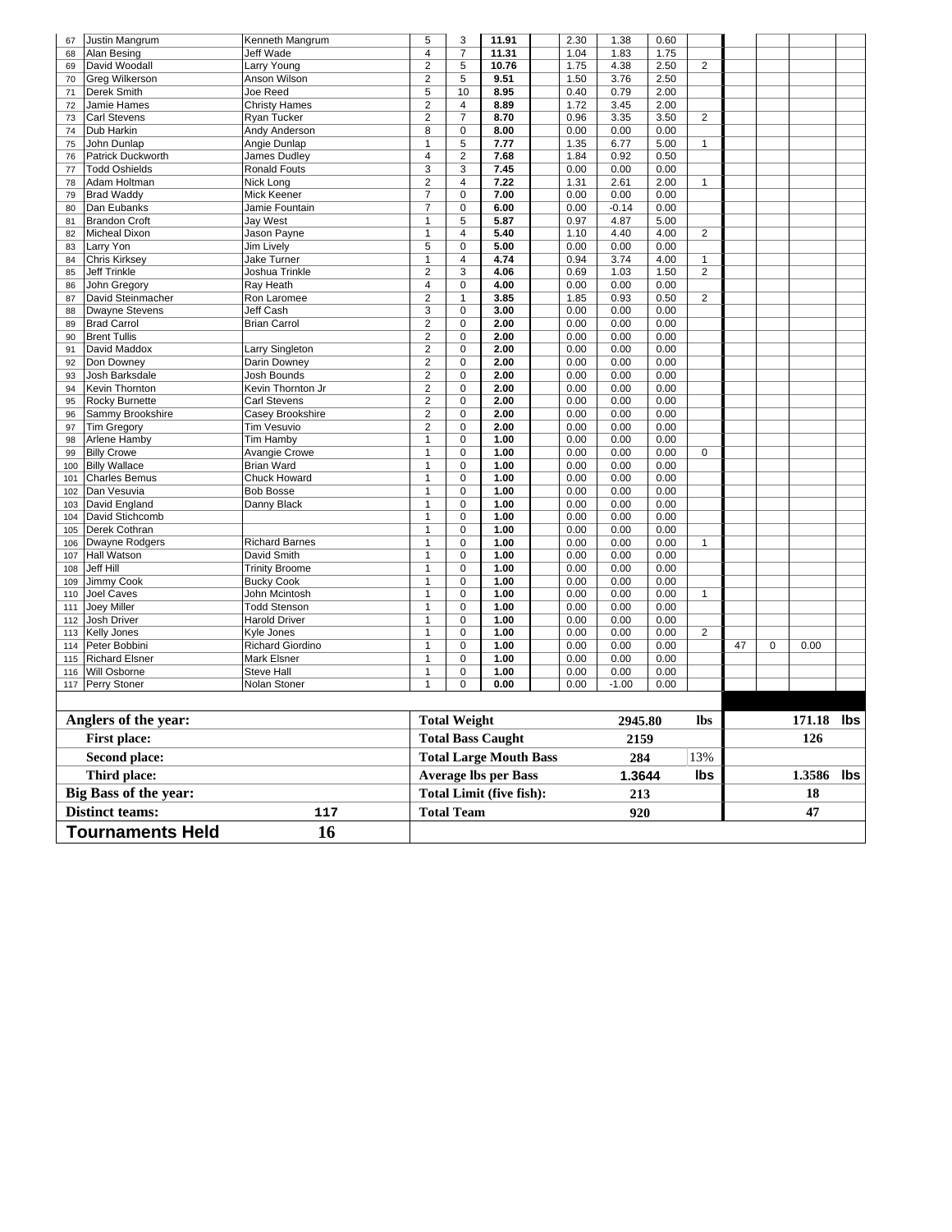| | | | | | | | | | | | | | | |
|---|---|---|---|---|---|---|---|---|---|---|---|---|---|---|
| 67 | Justin Mangrum | Kenneth Mangrum | 5 | 3 | **11.91** | | 2.30 | 1.38 | 0.60 | | | | | |
| 68 | Alan Besing | Jeff Wade | 4 | 7 | **11.31** | | 1.04 | 1.83 | 1.75 | | | | | |
| 69 | David Woodall | Larry Young | 2 | 5 | **10.76** | | 1.75 | 4.38 | 2.50 | 2 | | | | |
| 70 | Greg Wilkerson | Anson Wilson | 2 | 5 | **9.51** | | 1.50 | 3.76 | 2.50 | | | | | |
| 71 | Derek Smith | Joe Reed | 5 | 10 | **8.95** | | 0.40 | 0.79 | 2.00 | | | | | |
| 72 | Jamie Hames | Christy Hames | 2 | 4 | **8.89** | | 1.72 | 3.45 | 2.00 | | | | | |
| 73 | Carl Stevens | Ryan Tucker | 2 | 7 | **8.70** | | 0.96 | 3.35 | 3.50 | 2 | | | | |
| 74 | Dub Harkin | Andy Anderson | 8 | 0 | **8.00** | | 0.00 | 0.00 | 0.00 | | | | | |
| 75 | John Dunlap | Angie Dunlap | 1 | 5 | **7.77** | | 1.35 | 6.77 | 5.00 | 1 | | | | |
| 76 | Patrick Duckworth | James Dudley | 4 | 2 | **7.68** | | 1.84 | 0.92 | 0.50 | | | | | |
| 77 | Todd Oshields | Ronald Fouts | 3 | 3 | **7.45** | | 0.00 | 0.00 | 0.00 | | | | | |
| 78 | Adam Holtman | Nick Long | 2 | 4 | **7.22** | | 1.31 | 2.61 | 2.00 | 1 | | | | |
| 79 | Brad Waddy | Mick Keener | 7 | 0 | **7.00** | | 0.00 | 0.00 | 0.00 | | | | | |
| 80 | Dan Eubanks | Jamie Fountain | 7 | 0 | **6.00** | | 0.00 | -0.14 | 0.00 | | | | | |
| 81 | Brandon Croft | Jay West | 1 | 5 | **5.87** | | 0.97 | 4.87 | 5.00 | | | | | |
| 82 | Micheal Dixon | Jason Payne | 1 | 4 | **5.40** | | 1.10 | 4.40 | 4.00 | 2 | | | | |
| 83 | Larry Yon | Jim Lively | 5 | 0 | **5.00** | | 0.00 | 0.00 | 0.00 | | | | | |
| 84 | Chris Kirksey | Jake Turner | 1 | 4 | **4.74** | | 0.94 | 3.74 | 4.00 | 1 | | | | |
| 85 | Jeff Trinkle | Joshua Trinkle | 2 | 3 | **4.06** | | 0.69 | 1.03 | 1.50 | 2 | | | | |
| 86 | John Gregory | Ray Heath | 4 | 0 | **4.00** | | 0.00 | 0.00 | 0.00 | | | | | |
| 87 | David Steinmacher | Ron Laromee | 2 | 1 | **3.85** | | 1.85 | 0.93 | 0.50 | 2 | | | | |
| 88 | Dwayne Stevens | Jeff Cash | 3 | 0 | **3.00** | | 0.00 | 0.00 | 0.00 | | | | | |
| 89 | Brad Carrol | Brian Carrol | 2 | 0 | **2.00** | | 0.00 | 0.00 | 0.00 | | | | | |
| 90 | Brent Tullis | | 2 | 0 | **2.00** | | 0.00 | 0.00 | 0.00 | | | | | |
| 91 | David Maddox | Larry Singleton | 2 | 0 | **2.00** | | 0.00 | 0.00 | 0.00 | | | | | |
| 92 | Don Downey | Darin Downey | 2 | 0 | **2.00** | | 0.00 | 0.00 | 0.00 | | | | | |
| 93 | Josh Barksdale | Josh Bounds | 2 | 0 | **2.00** | | 0.00 | 0.00 | 0.00 | | | | | |
| 94 | Kevin Thornton | Kevin Thornton Jr | 2 | 0 | **2.00** | | 0.00 | 0.00 | 0.00 | | | | | |
| 95 | Rocky Burnette | Carl Stevens | 2 | 0 | **2.00** | | 0.00 | 0.00 | 0.00 | | | | | |
| 96 | Sammy Brookshire | Casey Brookshire | 2 | 0 | **2.00** | | 0.00 | 0.00 | 0.00 | | | | | |
| 97 | Tim Gregory | Tim Vesuvio | 2 | 0 | **2.00** | | 0.00 | 0.00 | 0.00 | | | | | |
| 98 | Arlene Hamby | Tim Hamby | 1 | 0 | **1.00** | | 0.00 | 0.00 | 0.00 | | | | | |
| 99 | Billy Crowe | Avangie Crowe | 1 | 0 | **1.00** | | 0.00 | 0.00 | 0.00 | 0 | | | | |
| 100 | Billy Wallace | Brian Ward | 1 | 0 | **1.00** | | 0.00 | 0.00 | 0.00 | | | | | |
| 101 | Charles Bemus | Chuck Howard | 1 | 0 | **1.00** | | 0.00 | 0.00 | 0.00 | | | | | |
| 102 | Dan Vesuvia | Bob Bosse | 1 | 0 | **1.00** | | 0.00 | 0.00 | 0.00 | | | | | |
| 103 | David England | Danny Black | 1 | 0 | **1.00** | | 0.00 | 0.00 | 0.00 | | | | | |
| 104 | David Stichcomb | | 1 | 0 | **1.00** | | 0.00 | 0.00 | 0.00 | | | | | |
| 105 | Derek Cothran | | 1 | 0 | **1.00** | | 0.00 | 0.00 | 0.00 | | | | | |
| 106 | Dwayne Rodgers | Richard Barnes | 1 | 0 | **1.00** | | 0.00 | 0.00 | 0.00 | 1 | | | | |
| 107 | Hall Watson | David Smith | 1 | 0 | **1.00** | | 0.00 | 0.00 | 0.00 | | | | | |
| 108 | Jeff Hill | Trinity Broome | 1 | 0 | **1.00** | | 0.00 | 0.00 | 0.00 | | | | | |
| 109 | Jimmy Cook | Bucky Cook | 1 | 0 | **1.00** | | 0.00 | 0.00 | 0.00 | | | | | |
| 110 | Joel Caves | John Mcintosh | 1 | 0 | **1.00** | | 0.00 | 0.00 | 0.00 | 1 | | | | |
| 111 | Joey Miller | Todd Stenson | 1 | 0 | **1.00** | | 0.00 | 0.00 | 0.00 | | | | | |
| 112 | Josh Driver | Harold Driver | 1 | 0 | **1.00** | | 0.00 | 0.00 | 0.00 | | | | | |
| 113 | Kelly Jones | Kyle Jones | 1 | 0 | **1.00** | | 0.00 | 0.00 | 0.00 | 2 | | | | |
| 114 | Peter Bobbini | Richard Giordino | 1 | 0 | **1.00** | | 0.00 | 0.00 | 0.00 | | 47 | 0 | 0.00 | |
| 115 | Richard Elsner | Mark Elsner | 1 | 0 | **1.00** | | 0.00 | 0.00 | 0.00 | | | | | |
| 116 | Will Osborne | Steve Hall | 1 | 0 | **1.00** | | 0.00 | 0.00 | 0.00 | | | | | |
| 117 | Perry Stoner | Nolan Stoner | 1 | 0 | **0.00** | | 0.00 | -1.00 | 0.00 | | | | | |

| | | | | | | |
|---|---|---|---|---|---|---|
| **Anglers of the year:** | | **Total Weight** | **2945.80** | **lbs** | **171.18** | **lbs** |
| **First place:** | | **Total Bass Caught** | **2159** | | **126** | |
| **Second place:** | | **Total Large Mouth Bass** | **284** | 13% | | |
| **Third place:** | | **Average lbs per Bass** | **1.3644** | **lbs** | **1.3586** | **lbs** |
| **Big Bass of the year:** | | **Total Limit (five fish):** | **213** | | **18** | |
| **Distinct teams:** | **117** | **Total Team** | **920** | | **47** | |
| **Tournaments Held** | **16** | | | | | |